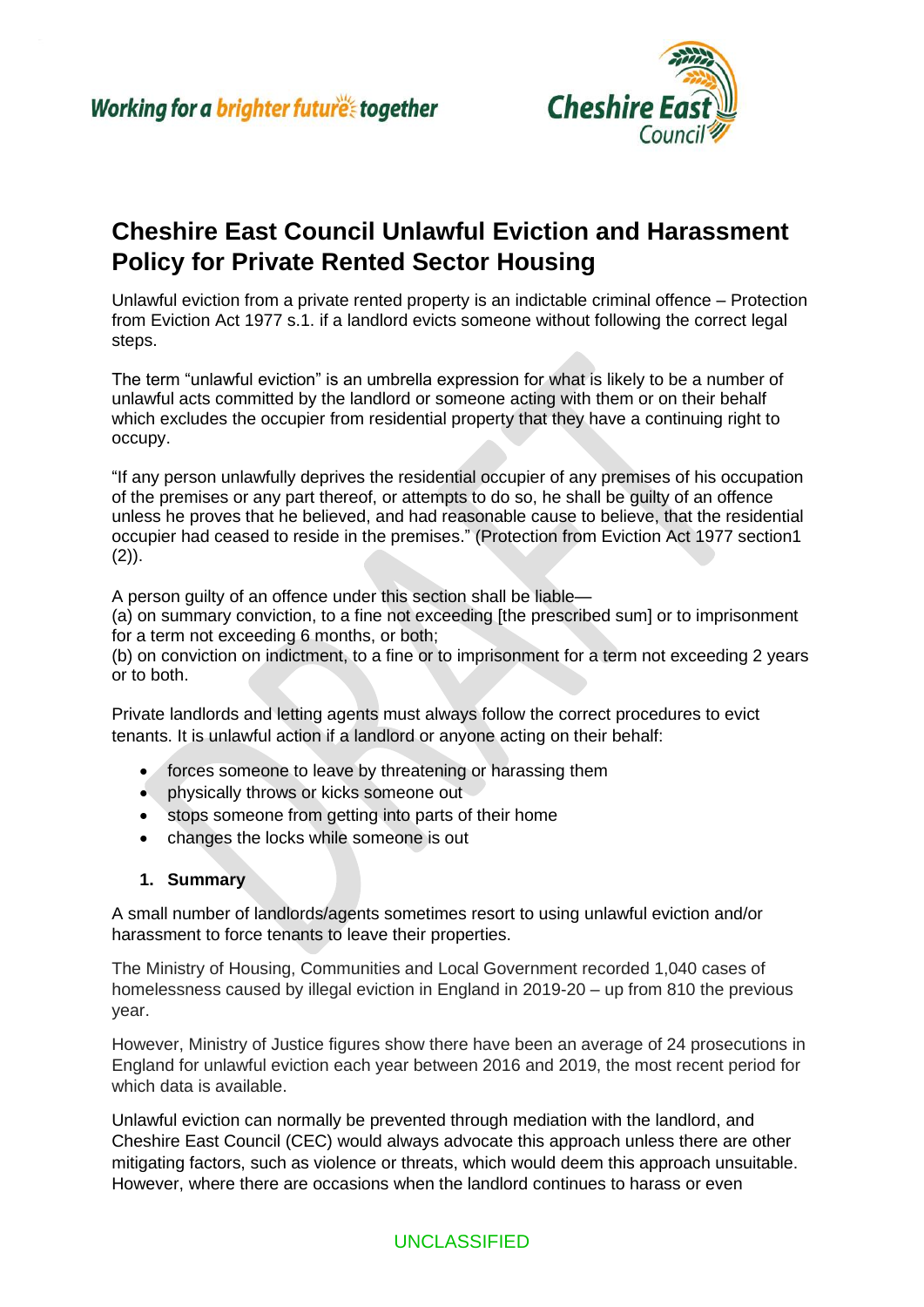Working for a brighter future together

# Cheshire East Council Unlawful Eviction and Harassment Policy for Private Rented Sector Housing

Unlawful eviction from a private rented property is an indictable criminal offence – Protection from Eviction Act 1977 s.1. if a landlord evicts someone without following the correct legal steps.

The term "unlawful eviction" is an umbrella expression for what is likely to be a number of unlawful acts committed by the landlord or someone acting with them or on their behalf which excludes the occupier from residential property that they have a continuing right to occupy.

"If any person unlawfully deprives the residential occupier of any premises of his occupation of the premises or any part thereof, or attempts to do so, he shall be guilty of an offence unless he proves that he believed, and had reasonable cause to believe, that the residential occupier had ceased to reside in the premises." (Protection from Eviction Act 1977 section1 (2)).

A person guilty of an offence under this section shall be liable—
(a) on summary conviction, to a fine not exceeding [the prescribed sum] or to imprisonment for a term not exceeding 6 months, or both;
(b) on conviction on indictment, to a fine or to imprisonment for a term not exceeding 2 years or to both.

Private landlords and letting agents must always follow the correct procedures to evict tenants. It is unlawful action if a landlord or anyone acting on their behalf:

- forces someone to leave by threatening or harassing them
- physically throws or kicks someone out
- stops someone from getting into parts of their home
- changes the locks while someone is out

## 1. Summary

A small number of landlords/agents sometimes resort to using unlawful eviction and/or harassment to force tenants to leave their properties.

The Ministry of Housing, Communities and Local Government recorded 1,040 cases of homelessness caused by illegal eviction in England in 2019-20 – up from 810 the previous year.

However, Ministry of Justice figures show there have been an average of 24 prosecutions in England for unlawful eviction each year between 2016 and 2019, the most recent period for which data is available.

Unlawful eviction can normally be prevented through mediation with the landlord, and Cheshire East Council (CEC) would always advocate this approach unless there are other mitigating factors, such as violence or threats, which would deem this approach unsuitable. However, where there are occasions when the landlord continues to harass or even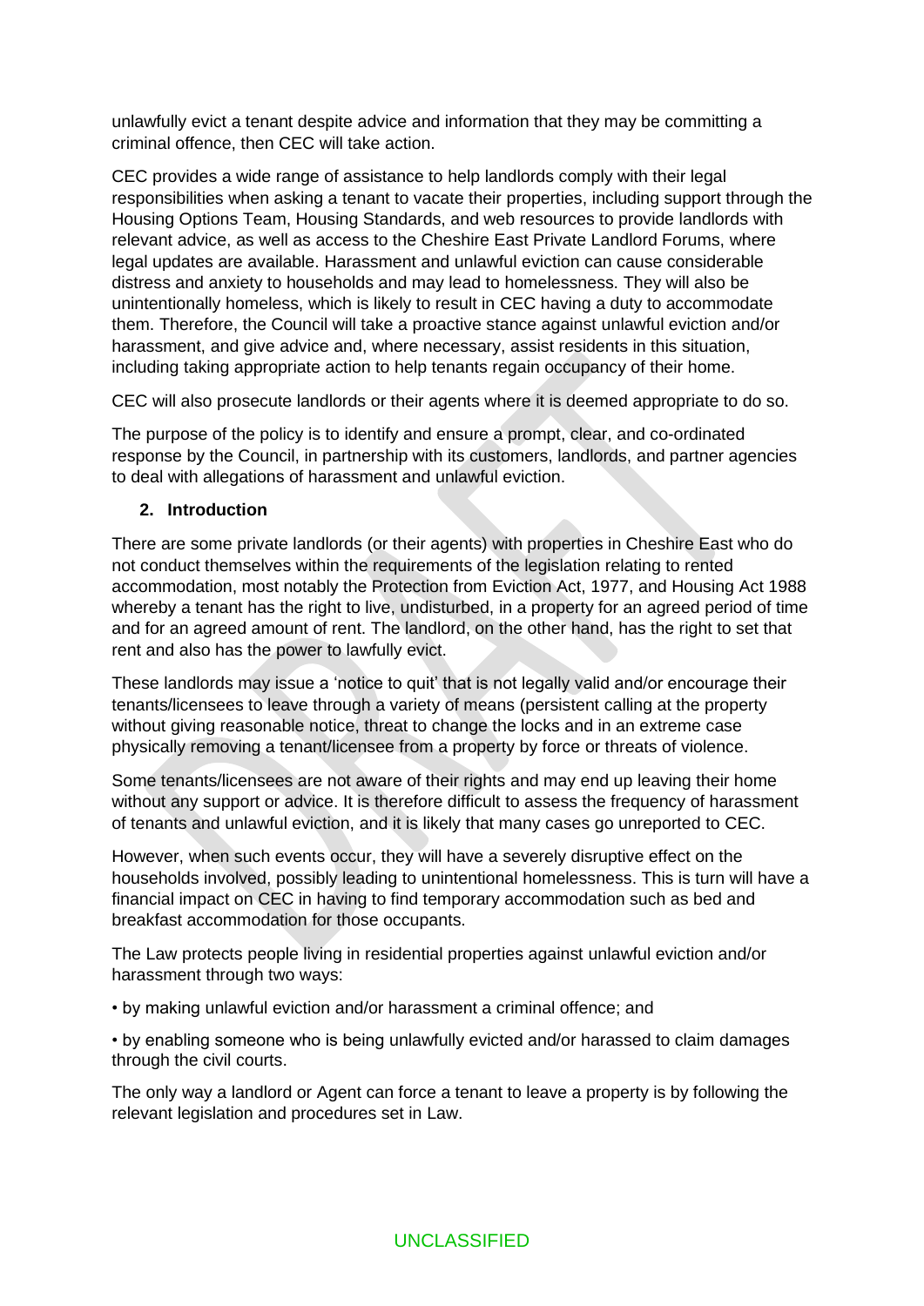unlawfully evict a tenant despite advice and information that they may be committing a criminal offence, then CEC will take action.

CEC provides a wide range of assistance to help landlords comply with their legal responsibilities when asking a tenant to vacate their properties, including support through the Housing Options Team, Housing Standards, and web resources to provide landlords with relevant advice, as well as access to the Cheshire East Private Landlord Forums, where legal updates are available. Harassment and unlawful eviction can cause considerable distress and anxiety to households and may lead to homelessness. They will also be unintentionally homeless, which is likely to result in CEC having a duty to accommodate them. Therefore, the Council will take a proactive stance against unlawful eviction and/or harassment, and give advice and, where necessary, assist residents in this situation, including taking appropriate action to help tenants regain occupancy of their home.

CEC will also prosecute landlords or their agents where it is deemed appropriate to do so.

The purpose of the policy is to identify and ensure a prompt, clear, and co-ordinated response by the Council, in partnership with its customers, landlords, and partner agencies to deal with allegations of harassment and unlawful eviction.

## 2. Introduction

There are some private landlords (or their agents) with properties in Cheshire East who do not conduct themselves within the requirements of the legislation relating to rented accommodation, most notably the Protection from Eviction Act, 1977, and Housing Act 1988 whereby a tenant has the right to live, undisturbed, in a property for an agreed period of time and for an agreed amount of rent. The landlord, on the other hand, has the right to set that rent and also has the power to lawfully evict.

These landlords may issue a 'notice to quit' that is not legally valid and/or encourage their tenants/licensees to leave through a variety of means (persistent calling at the property without giving reasonable notice, threat to change the locks and in an extreme case physically removing a tenant/licensee from a property by force or threats of violence.

Some tenants/licensees are not aware of their rights and may end up leaving their home without any support or advice. It is therefore difficult to assess the frequency of harassment of tenants and unlawful eviction, and it is likely that many cases go unreported to CEC.

However, when such events occur, they will have a severely disruptive effect on the households involved, possibly leading to unintentional homelessness. This is turn will have a financial impact on CEC in having to find temporary accommodation such as bed and breakfast accommodation for those occupants.

The Law protects people living in residential properties against unlawful eviction and/or harassment through two ways:

- by making unlawful eviction and/or harassment a criminal offence; and
- by enabling someone who is being unlawfully evicted and/or harassed to claim damages through the civil courts.

The only way a landlord or Agent can force a tenant to leave a property is by following the relevant legislation and procedures set in Law.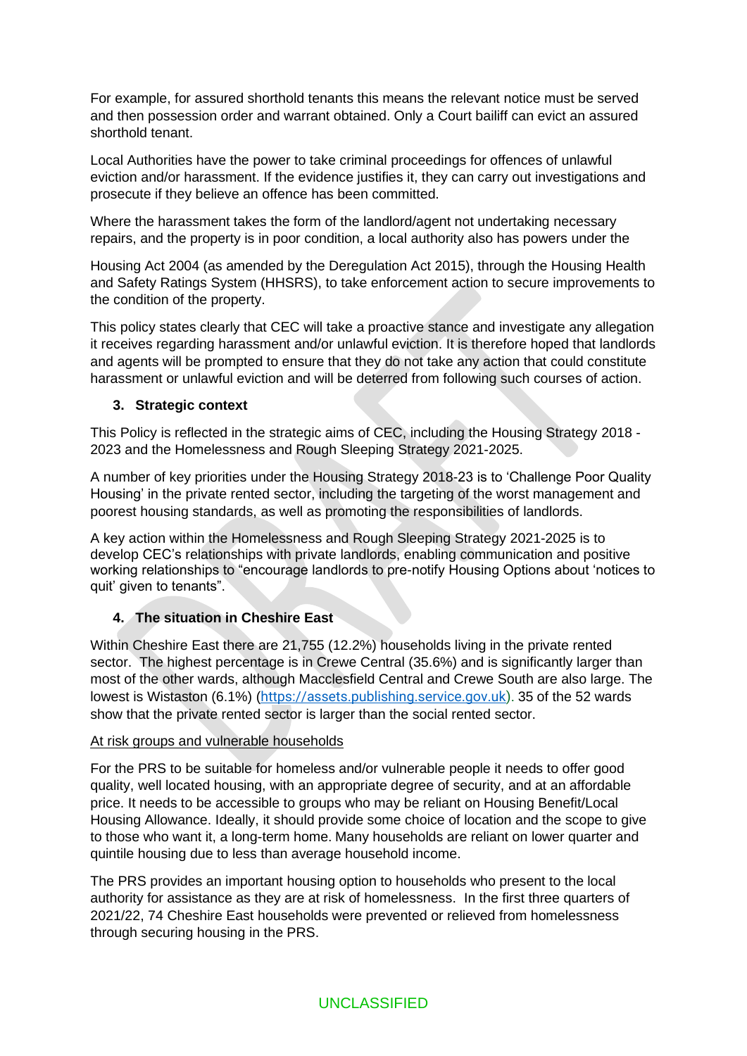For example, for assured shorthold tenants this means the relevant notice must be served and then possession order and warrant obtained. Only a Court bailiff can evict an assured shorthold tenant.

Local Authorities have the power to take criminal proceedings for offences of unlawful eviction and/or harassment. If the evidence justifies it, they can carry out investigations and prosecute if they believe an offence has been committed.

Where the harassment takes the form of the landlord/agent not undertaking necessary repairs, and the property is in poor condition, a local authority also has powers under the Housing Act 2004 (as amended by the Deregulation Act 2015), through the Housing Health and Safety Ratings System (HHSRS), to take enforcement action to secure improvements to the condition of the property.

This policy states clearly that CEC will take a proactive stance and investigate any allegation it receives regarding harassment and/or unlawful eviction. It is therefore hoped that landlords and agents will be prompted to ensure that they do not take any action that could constitute harassment or unlawful eviction and will be deterred from following such courses of action.

## 3. Strategic context

This Policy is reflected in the strategic aims of CEC, including the Housing Strategy 2018 - 2023 and the Homelessness and Rough Sleeping Strategy 2021-2025.

A number of key priorities under the Housing Strategy 2018-23 is to 'Challenge Poor Quality Housing' in the private rented sector, including the targeting of the worst management and poorest housing standards, as well as promoting the responsibilities of landlords.

A key action within the Homelessness and Rough Sleeping Strategy 2021-2025 is to develop CEC's relationships with private landlords, enabling communication and positive working relationships to "encourage landlords to pre-notify Housing Options about 'notices to quit' given to tenants".

## 4. The situation in Cheshire East

Within Cheshire East there are 21,755 (12.2%) households living in the private rented sector. The highest percentage is in Crewe Central (35.6%) and is significantly larger than most of the other wards, although Macclesfield Central and Crewe South are also large. The lowest is Wistaston (6.1%) (https://assets.publishing.service.gov.uk). 35 of the 52 wards show that the private rented sector is larger than the social rented sector.

At risk groups and vulnerable households

For the PRS to be suitable for homeless and/or vulnerable people it needs to offer good quality, well located housing, with an appropriate degree of security, and at an affordable price. It needs to be accessible to groups who may be reliant on Housing Benefit/Local Housing Allowance. Ideally, it should provide some choice of location and the scope to give to those who want it, a long-term home. Many households are reliant on lower quarter and quintile housing due to less than average household income.

The PRS provides an important housing option to households who present to the local authority for assistance as they are at risk of homelessness. In the first three quarters of 2021/22, 74 Cheshire East households were prevented or relieved from homelessness through securing housing in the PRS.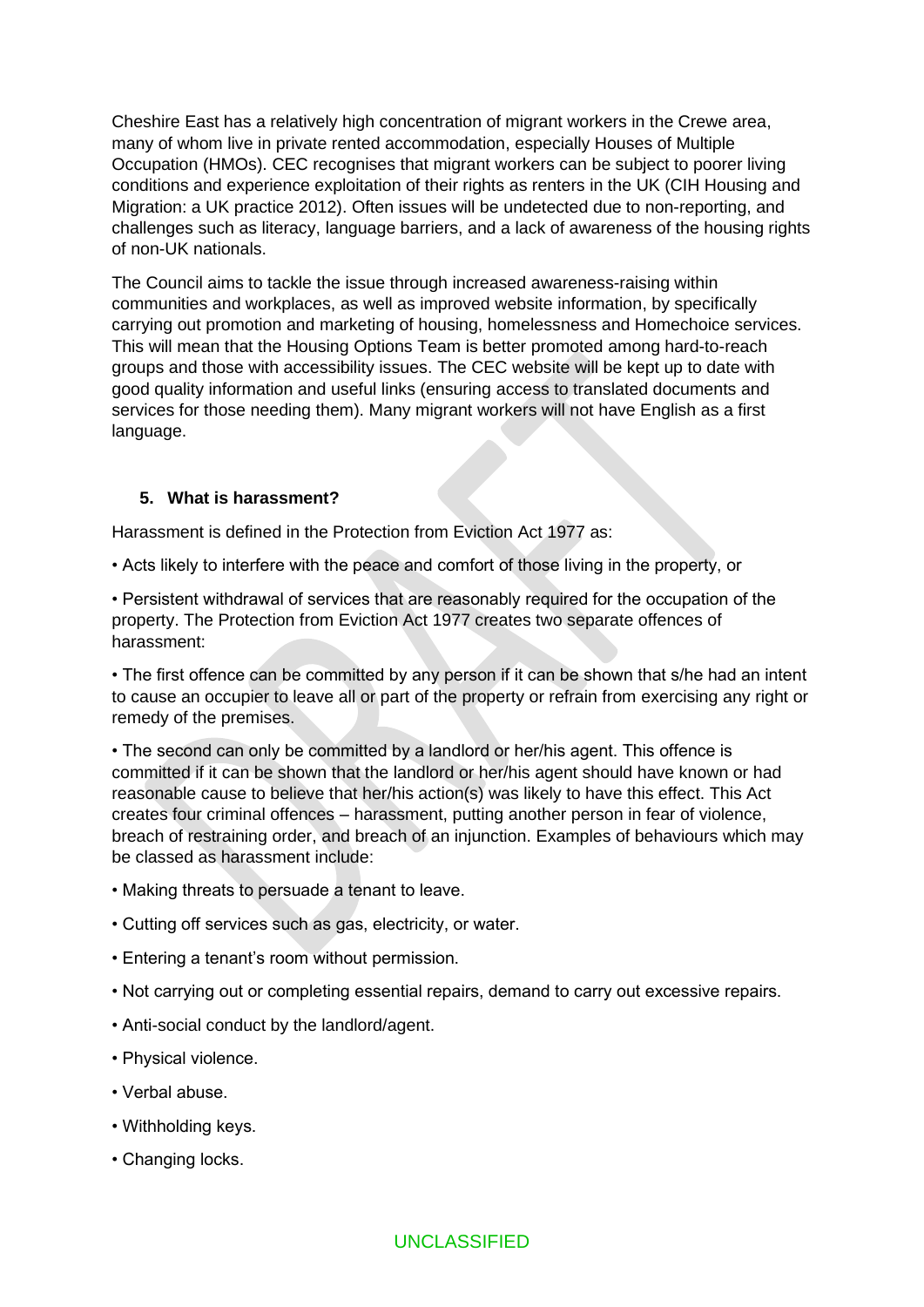Cheshire East has a relatively high concentration of migrant workers in the Crewe area, many of whom live in private rented accommodation, especially Houses of Multiple Occupation (HMOs). CEC recognises that migrant workers can be subject to poorer living conditions and experience exploitation of their rights as renters in the UK (CIH Housing and Migration: a UK practice 2012). Often issues will be undetected due to non-reporting, and challenges such as literacy, language barriers, and a lack of awareness of the housing rights of non-UK nationals.

The Council aims to tackle the issue through increased awareness-raising within communities and workplaces, as well as improved website information, by specifically carrying out promotion and marketing of housing, homelessness and Homechoice services. This will mean that the Housing Options Team is better promoted among hard-to-reach groups and those with accessibility issues. The CEC website will be kept up to date with good quality information and useful links (ensuring access to translated documents and services for those needing them). Many migrant workers will not have English as a first language.

## 5. What is harassment?

Harassment is defined in the Protection from Eviction Act 1977 as:

• Acts likely to interfere with the peace and comfort of those living in the property, or

• Persistent withdrawal of services that are reasonably required for the occupation of the property. The Protection from Eviction Act 1977 creates two separate offences of harassment:

• The first offence can be committed by any person if it can be shown that s/he had an intent to cause an occupier to leave all or part of the property or refrain from exercising any right or remedy of the premises.

• The second can only be committed by a landlord or her/his agent. This offence is committed if it can be shown that the landlord or her/his agent should have known or had reasonable cause to believe that her/his action(s) was likely to have this effect. This Act creates four criminal offences – harassment, putting another person in fear of violence, breach of restraining order, and breach of an injunction. Examples of behaviours which may be classed as harassment include:

• Making threats to persuade a tenant to leave.

• Cutting off services such as gas, electricity, or water.

• Entering a tenant's room without permission.

• Not carrying out or completing essential repairs, demand to carry out excessive repairs.

• Anti-social conduct by the landlord/agent.

• Physical violence.

• Verbal abuse.

• Withholding keys.

• Changing locks.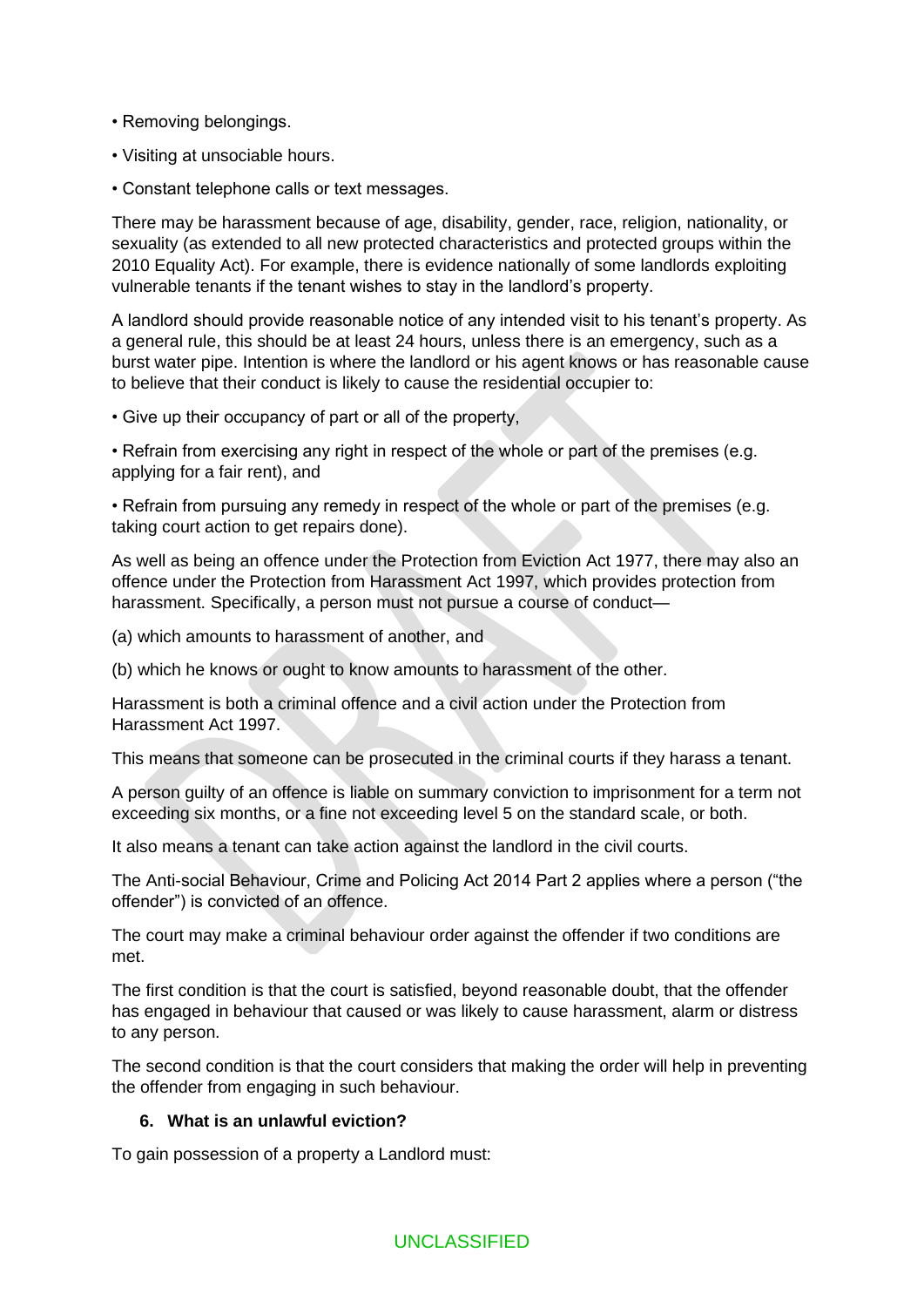- Removing belongings.
- Visiting at unsociable hours.
- Constant telephone calls or text messages.

There may be harassment because of age, disability, gender, race, religion, nationality, or sexuality (as extended to all new protected characteristics and protected groups within the 2010 Equality Act). For example, there is evidence nationally of some landlords exploiting vulnerable tenants if the tenant wishes to stay in the landlord's property.

A landlord should provide reasonable notice of any intended visit to his tenant's property. As a general rule, this should be at least 24 hours, unless there is an emergency, such as a burst water pipe. Intention is where the landlord or his agent knows or has reasonable cause to believe that their conduct is likely to cause the residential occupier to:

- Give up their occupancy of part or all of the property,
- Refrain from exercising any right in respect of the whole or part of the premises (e.g. applying for a fair rent), and
- Refrain from pursuing any remedy in respect of the whole or part of the premises (e.g. taking court action to get repairs done).

As well as being an offence under the Protection from Eviction Act 1977, there may also an offence under the Protection from Harassment Act 1997, which provides protection from harassment. Specifically, a person must not pursue a course of conduct—

(a) which amounts to harassment of another, and

(b) which he knows or ought to know amounts to harassment of the other.

Harassment is both a criminal offence and a civil action under the Protection from Harassment Act 1997.

This means that someone can be prosecuted in the criminal courts if they harass a tenant.

A person guilty of an offence is liable on summary conviction to imprisonment for a term not exceeding six months, or a fine not exceeding level 5 on the standard scale, or both.

It also means a tenant can take action against the landlord in the civil courts.

The Anti-social Behaviour, Crime and Policing Act 2014 Part 2 applies where a person ("the offender") is convicted of an offence.

The court may make a criminal behaviour order against the offender if two conditions are met.

The first condition is that the court is satisfied, beyond reasonable doubt, that the offender has engaged in behaviour that caused or was likely to cause harassment, alarm or distress to any person.

The second condition is that the court considers that making the order will help in preventing the offender from engaging in such behaviour.

### 6. What is an unlawful eviction?

To gain possession of a property a Landlord must: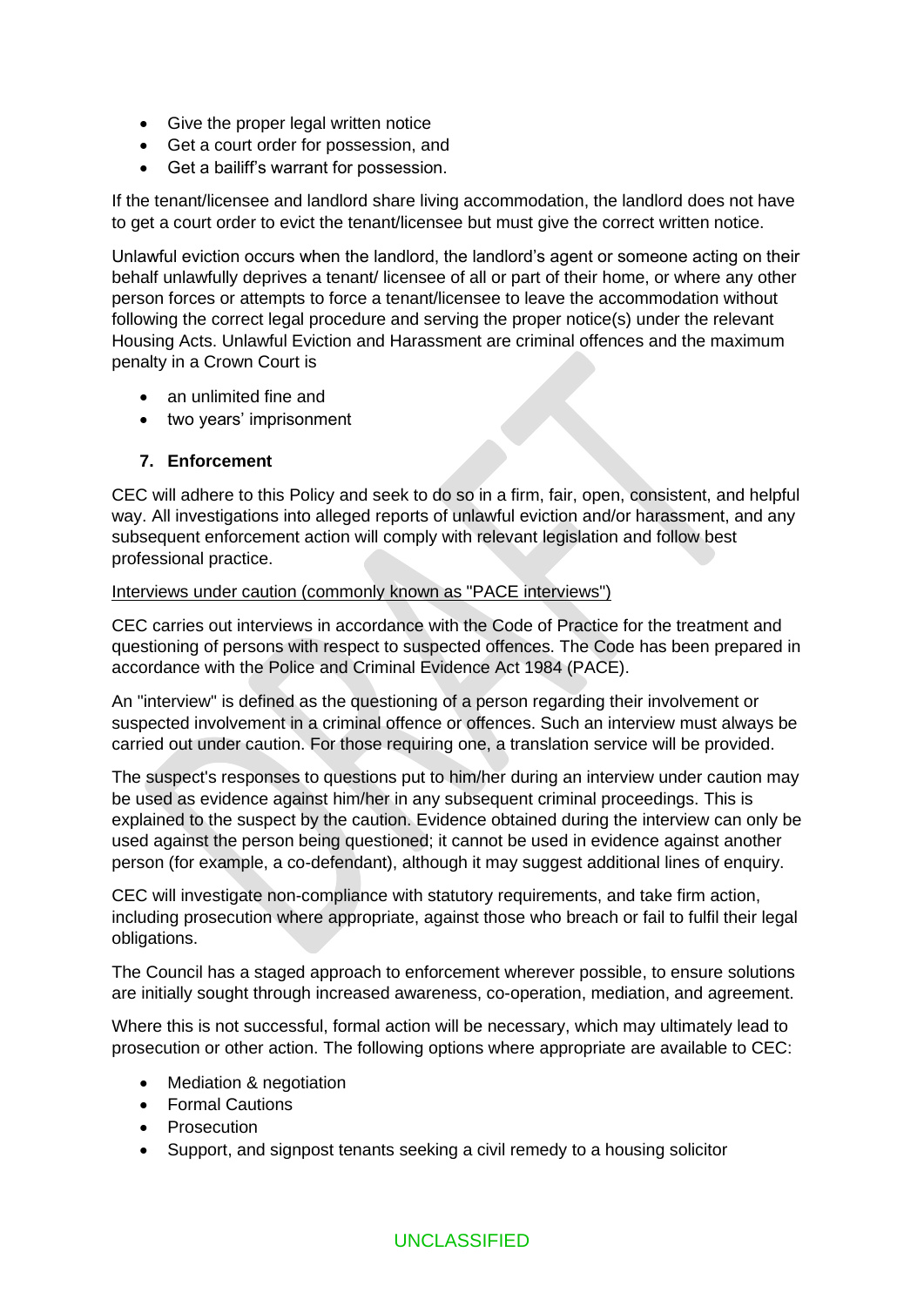- Give the proper legal written notice
- Get a court order for possession, and
- Get a bailiff's warrant for possession.

If the tenant/licensee and landlord share living accommodation, the landlord does not have to get a court order to evict the tenant/licensee but must give the correct written notice.

Unlawful eviction occurs when the landlord, the landlord's agent or someone acting on their behalf unlawfully deprives a tenant/ licensee of all or part of their home, or where any other person forces or attempts to force a tenant/licensee to leave the accommodation without following the correct legal procedure and serving the proper notice(s) under the relevant Housing Acts. Unlawful Eviction and Harassment are criminal offences and the maximum penalty in a Crown Court is

- an unlimited fine and
- two years' imprisonment

### 7. Enforcement

CEC will adhere to this Policy and seek to do so in a firm, fair, open, consistent, and helpful way. All investigations into alleged reports of unlawful eviction and/or harassment, and any subsequent enforcement action will comply with relevant legislation and follow best professional practice.

<u>Interviews under caution (commonly known as "PACE interviews")</u>

CEC carries out interviews in accordance with the Code of Practice for the treatment and questioning of persons with respect to suspected offences. The Code has been prepared in accordance with the Police and Criminal Evidence Act 1984 (PACE).

An "interview" is defined as the questioning of a person regarding their involvement or suspected involvement in a criminal offence or offences. Such an interview must always be carried out under caution. For those requiring one, a translation service will be provided.

The suspect's responses to questions put to him/her during an interview under caution may be used as evidence against him/her in any subsequent criminal proceedings. This is explained to the suspect by the caution. Evidence obtained during the interview can only be used against the person being questioned; it cannot be used in evidence against another person (for example, a co-defendant), although it may suggest additional lines of enquiry.

CEC will investigate non-compliance with statutory requirements, and take firm action, including prosecution where appropriate, against those who breach or fail to fulfil their legal obligations.

The Council has a staged approach to enforcement wherever possible, to ensure solutions are initially sought through increased awareness, co-operation, mediation, and agreement.

Where this is not successful, formal action will be necessary, which may ultimately lead to prosecution or other action. The following options where appropriate are available to CEC:

- Mediation & negotiation
- Formal Cautions
- Prosecution
- Support, and signpost tenants seeking a civil remedy to a housing solicitor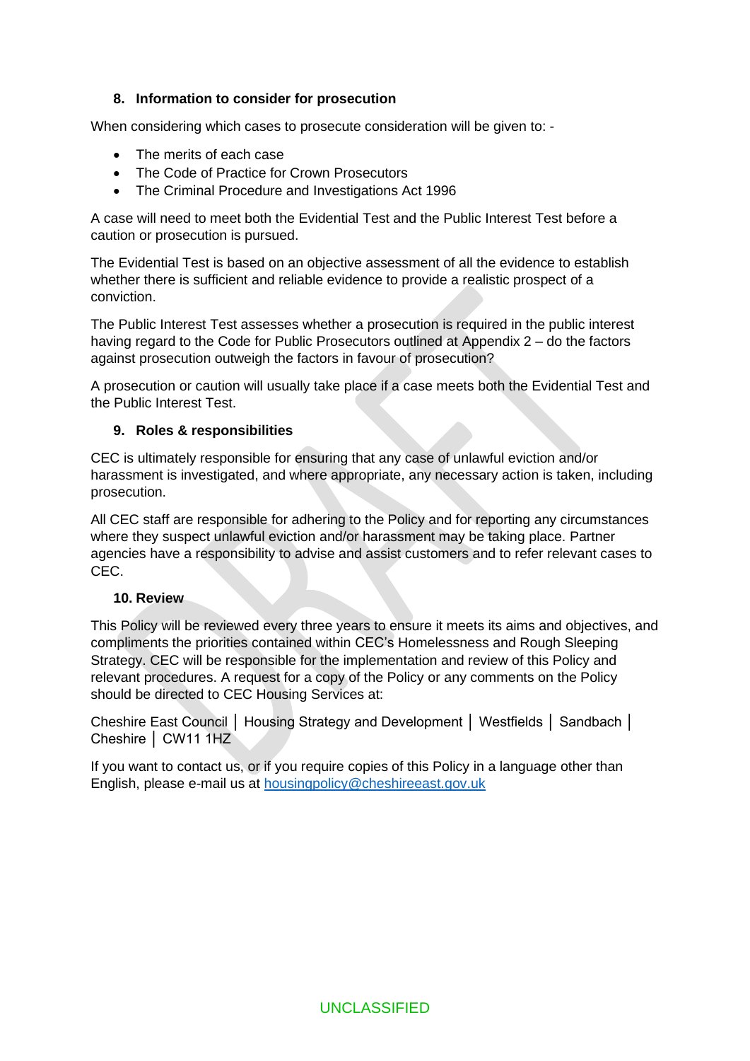## 8. Information to consider for prosecution

When considering which cases to prosecute consideration will be given to: -

- The merits of each case
- The Code of Practice for Crown Prosecutors
- The Criminal Procedure and Investigations Act 1996

A case will need to meet both the Evidential Test and the Public Interest Test before a caution or prosecution is pursued.

The Evidential Test is based on an objective assessment of all the evidence to establish whether there is sufficient and reliable evidence to provide a realistic prospect of a conviction.

The Public Interest Test assesses whether a prosecution is required in the public interest having regard to the Code for Public Prosecutors outlined at Appendix 2 – do the factors against prosecution outweigh the factors in favour of prosecution?

A prosecution or caution will usually take place if a case meets both the Evidential Test and the Public Interest Test.

## 9. Roles & responsibilities

CEC is ultimately responsible for ensuring that any case of unlawful eviction and/or harassment is investigated, and where appropriate, any necessary action is taken, including prosecution.

All CEC staff are responsible for adhering to the Policy and for reporting any circumstances where they suspect unlawful eviction and/or harassment may be taking place. Partner agencies have a responsibility to advise and assist customers and to refer relevant cases to CEC.

## 10. Review

This Policy will be reviewed every three years to ensure it meets its aims and objectives, and compliments the priorities contained within CEC's Homelessness and Rough Sleeping Strategy. CEC will be responsible for the implementation and review of this Policy and relevant procedures. A request for a copy of the Policy or any comments on the Policy should be directed to CEC Housing Services at:

Cheshire East Council │ Housing Strategy and Development │ Westfields │ Sandbach │ Cheshire │ CW11 1HZ

If you want to contact us, or if you require copies of this Policy in a language other than English, please e-mail us at housingpolicy@cheshireeast.gov.uk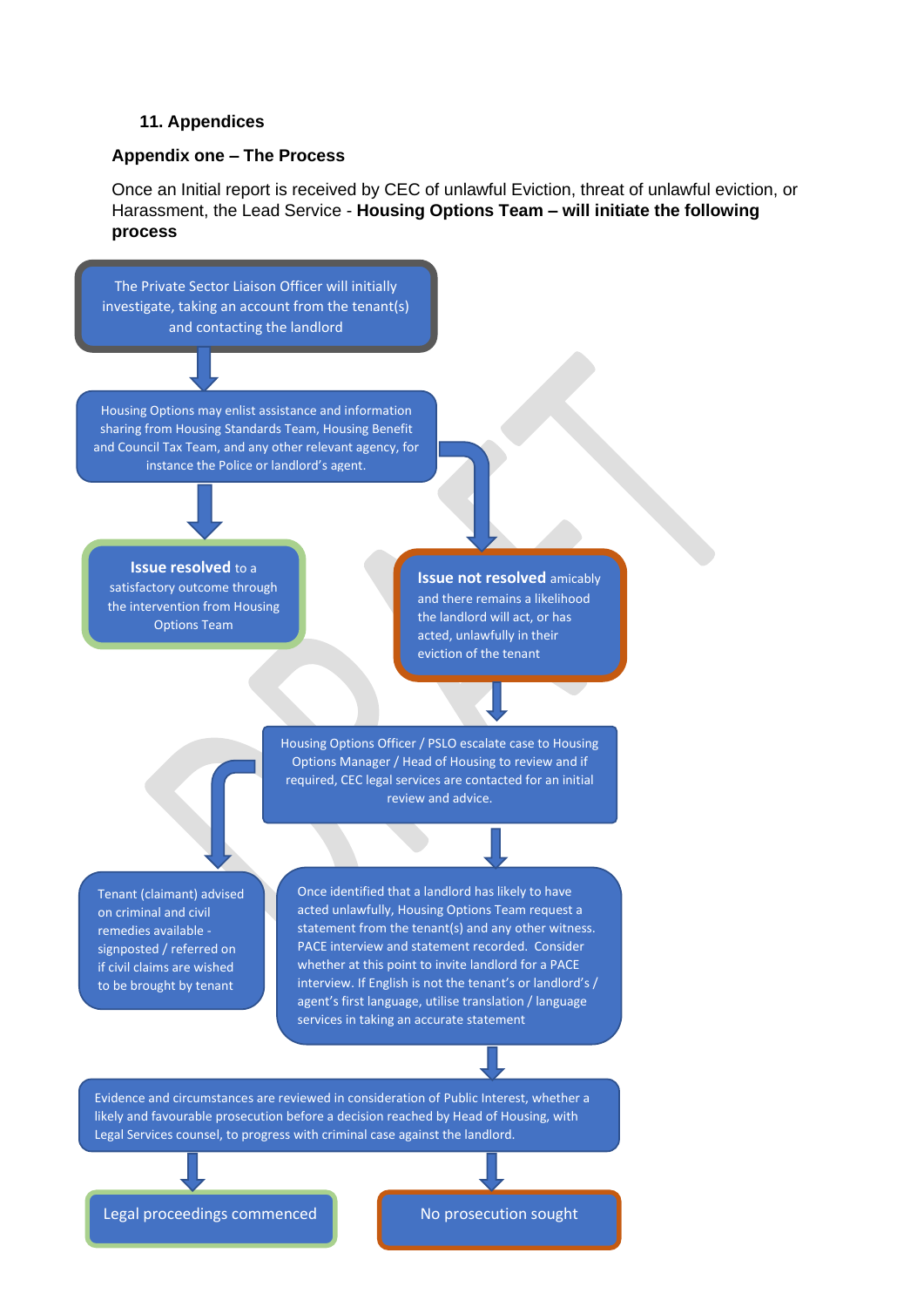### 11. Appendices

### Appendix one – The Process

Once an Initial report is received by CEC of unlawful Eviction, threat of unlawful eviction, or Harassment, the Lead Service - **Housing Options Team – will initiate the following process**

The Private Sector Liaison Officer will initially investigate, taking an account from the tenant(s) and contacting the landlord

↓

Housing Options may enlist assistance and information sharing from Housing Standards Team, Housing Benefit and Council Tax Team, and any other relevant agency, for instance the Police or landlord's agent.

↓

**Issue resolved** to a satisfactory outcome through the intervention from Housing Options Team

**Issue not resolved** amicably and there remains a likelihood the landlord will act, or has acted, unlawfully in their eviction of the tenant

↓

Housing Options Officer / PSLO escalate case to Housing Options Manager / Head of Housing to review and if required, CEC legal services are contacted for an initial review and advice.

↓

Tenant (claimant) advised on criminal and civil remedies available - signposted / referred on if civil claims are wished to be brought by tenant

Once identified that a landlord has likely to have acted unlawfully, Housing Options Team request a statement from the tenant(s) and any other witness. PACE interview and statement recorded. Consider whether at this point to invite landlord for a PACE interview. If English is not the tenant's or landlord's / agent's first language, utilise translation / language services in taking an accurate statement

↓

Evidence and circumstances are reviewed in consideration of Public Interest, whether a likely and favourable prosecution before a decision reached by Head of Housing, with Legal Services counsel, to progress with criminal case against the landlord.

↓

Legal proceedings commenced

No prosecution sought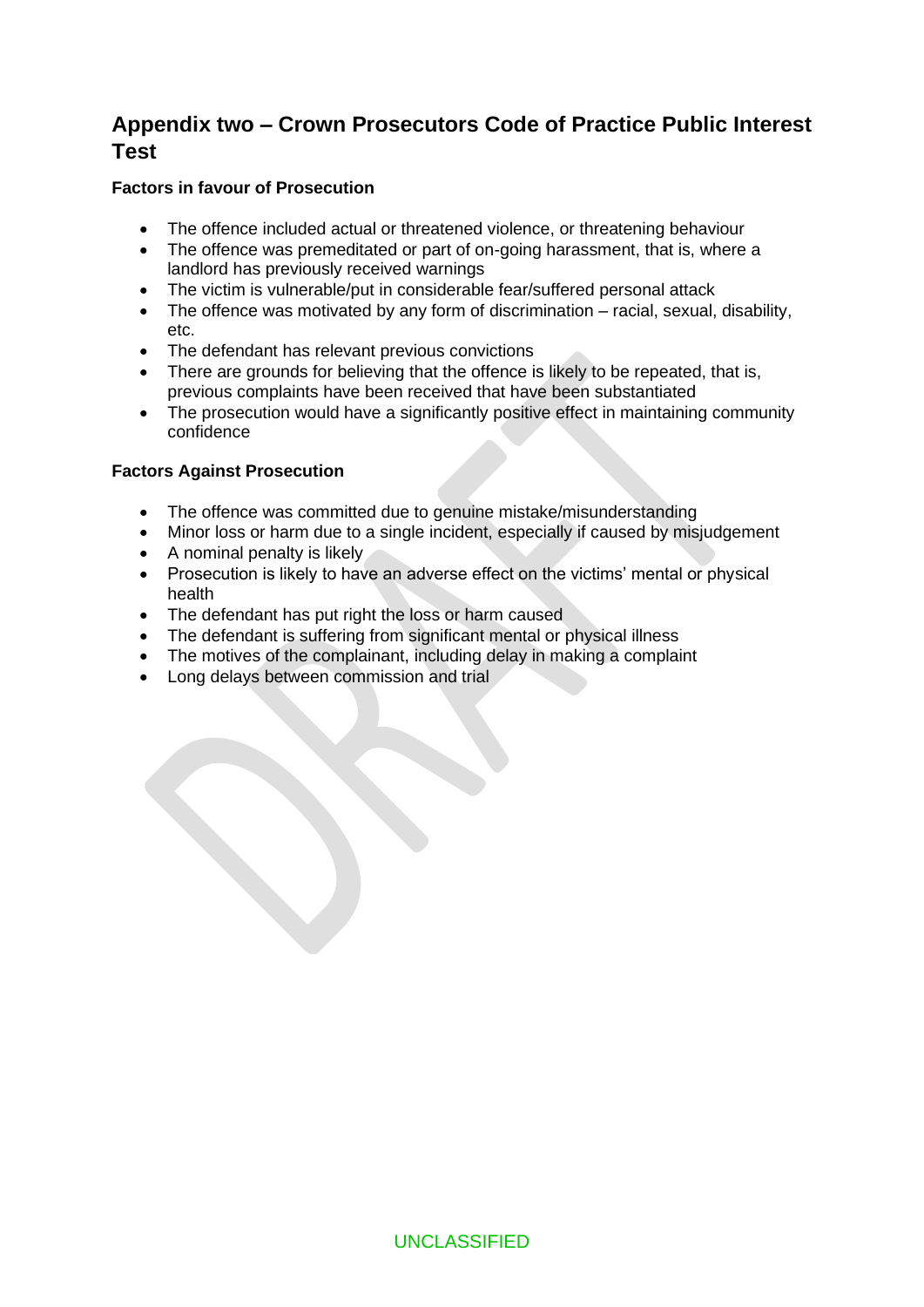## Appendix two – Crown Prosecutors Code of Practice Public Interest Test

**Factors in favour of Prosecution**

- The offence included actual or threatened violence, or threatening behaviour
- The offence was premeditated or part of on-going harassment, that is, where a landlord has previously received warnings
- The victim is vulnerable/put in considerable fear/suffered personal attack
- The offence was motivated by any form of discrimination – racial, sexual, disability, etc.
- The defendant has relevant previous convictions
- There are grounds for believing that the offence is likely to be repeated, that is, previous complaints have been received that have been substantiated
- The prosecution would have a significantly positive effect in maintaining community confidence

**Factors Against Prosecution**

- The offence was committed due to genuine mistake/misunderstanding
- Minor loss or harm due to a single incident, especially if caused by misjudgement
- A nominal penalty is likely
- Prosecution is likely to have an adverse effect on the victims' mental or physical health
- The defendant has put right the loss or harm caused
- The defendant is suffering from significant mental or physical illness
- The motives of the complainant, including delay in making a complaint
- Long delays between commission and trial